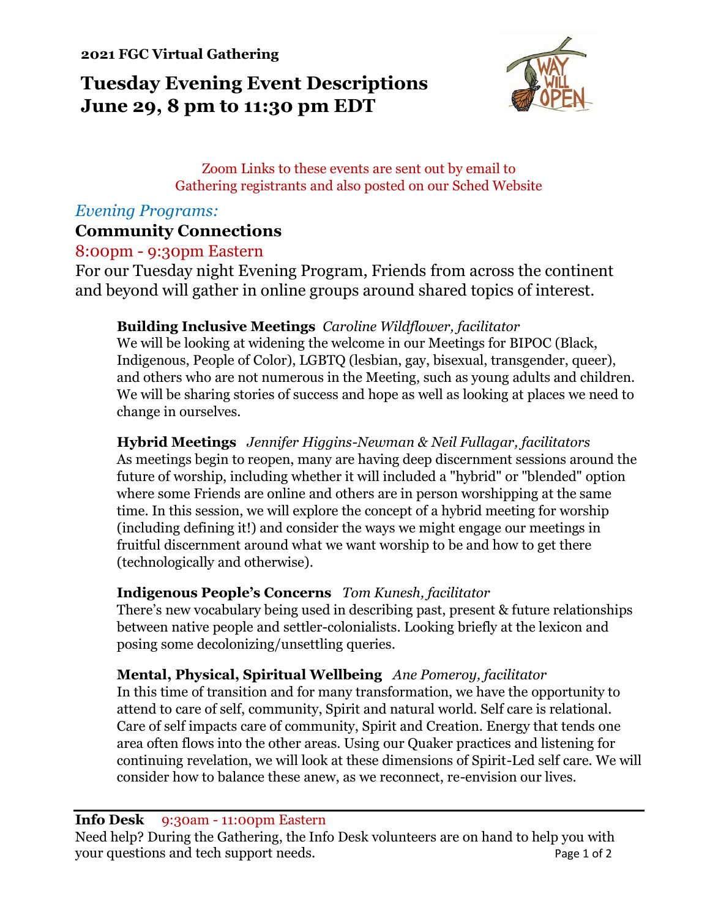**2021 FGC Virtual Gathering**

# Tuesday Evening Event Descriptions
# June 29, 8 pm to 11:30 pm EDT

Zoom Links to these events are sent out by email to Gathering registrants and also posted on our Sched Website

*Evening Programs:*

## Community Connections

8:00pm - 9:30pm Eastern

For our Tuesday night Evening Program, Friends from across the continent and beyond will gather in online groups around shared topics of interest.

**Building Inclusive Meetings** *Caroline Wildflower, facilitator*
We will be looking at widening the welcome in our Meetings for BIPOC (Black, Indigenous, People of Color), LGBTQ (lesbian, gay, bisexual, transgender, queer), and others who are not numerous in the Meeting, such as young adults and children. We will be sharing stories of success and hope as well as looking at places we need to change in ourselves.

**Hybrid Meetings** *Jennifer Higgins-Newman & Neil Fullagar, facilitators*
As meetings begin to reopen, many are having deep discernment sessions around the future of worship, including whether it will included a "hybrid" or "blended" option where some Friends are online and others are in person worshipping at the same time. In this session, we will explore the concept of a hybrid meeting for worship (including defining it!) and consider the ways we might engage our meetings in fruitful discernment around what we want worship to be and how to get there (technologically and otherwise).

**Indigenous People's Concerns** *Tom Kunesh, facilitator*
There's new vocabulary being used in describing past, present & future relationships between native people and settler-colonialists. Looking briefly at the lexicon and posing some decolonizing/unsettling queries.

**Mental, Physical, Spiritual Wellbeing** *Ane Pomeroy, facilitator*
In this time of transition and for many transformation, we have the opportunity to attend to care of self, community, Spirit and natural world. Self care is relational. Care of self impacts care of community, Spirit and Creation. Energy that tends one area often flows into the other areas. Using our Quaker practices and listening for continuing revelation, we will look at these dimensions of Spirit-Led self care. We will consider how to balance these anew, as we reconnect, re-envision our lives.

---

**Info Desk** 9:30am - 11:00pm Eastern
Need help? During the Gathering, the Info Desk volunteers are on hand to help you with your questions and tech support needs.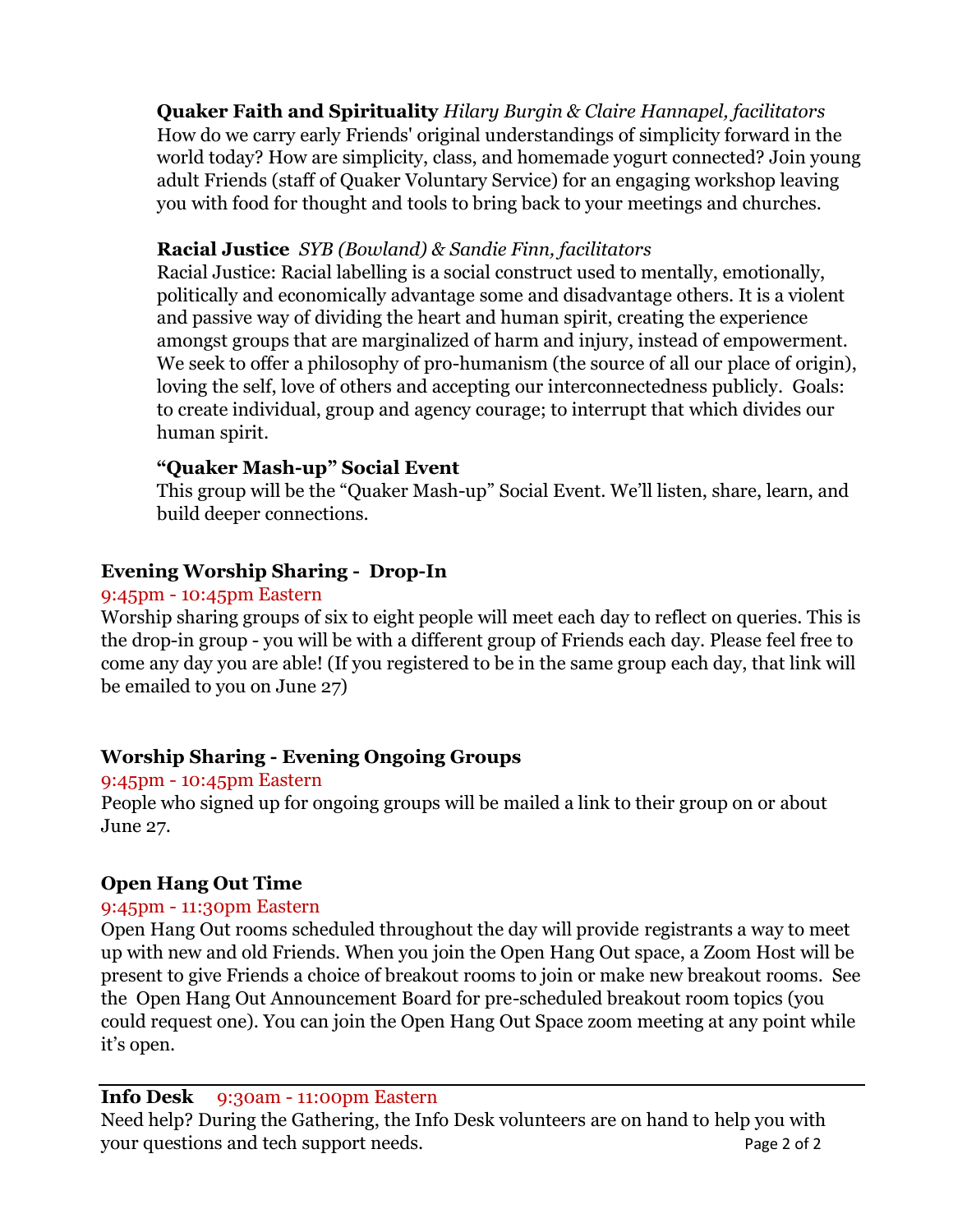**Quaker Faith and Spirituality** *Hilary Burgin & Claire Hannapel, facilitators*
How do we carry early Friends' original understandings of simplicity forward in the world today? How are simplicity, class, and homemade yogurt connected? Join young adult Friends (staff of Quaker Voluntary Service) for an engaging workshop leaving you with food for thought and tools to bring back to your meetings and churches.

**Racial Justice** *SYB (Bowland) & Sandie Finn, facilitators*
Racial Justice: Racial labelling is a social construct used to mentally, emotionally, politically and economically advantage some and disadvantage others. It is a violent and passive way of dividing the heart and human spirit, creating the experience amongst groups that are marginalized of harm and injury, instead of empowerment. We seek to offer a philosophy of pro-humanism (the source of all our place of origin), loving the self, love of others and accepting our interconnectedness publicly. Goals: to create individual, group and agency courage; to interrupt that which divides our human spirit.

**"Quaker Mash-up" Social Event**
This group will be the "Quaker Mash-up" Social Event. We'll listen, share, learn, and build deeper connections.

## Evening Worship Sharing - Drop-In

9:45pm - 10:45pm Eastern

Worship sharing groups of six to eight people will meet each day to reflect on queries. This is the drop-in group - you will be with a different group of Friends each day. Please feel free to come any day you are able! (If you registered to be in the same group each day, that link will be emailed to you on June 27)

## Worship Sharing - Evening Ongoing Groups

9:45pm - 10:45pm Eastern

People who signed up for ongoing groups will be mailed a link to their group on or about June 27.

## Open Hang Out Time

9:45pm - 11:30pm Eastern

Open Hang Out rooms scheduled throughout the day will provide registrants a way to meet up with new and old Friends. When you join the Open Hang Out space, a Zoom Host will be present to give Friends a choice of breakout rooms to join or make new breakout rooms. See the Open Hang Out Announcement Board for pre-scheduled breakout room topics (you could request one). You can join the Open Hang Out Space zoom meeting at any point while it's open.

---

**Info Desk** 9:30am - 11:00pm Eastern

Need help? During the Gathering, the Info Desk volunteers are on hand to help you with your questions and tech support needs.